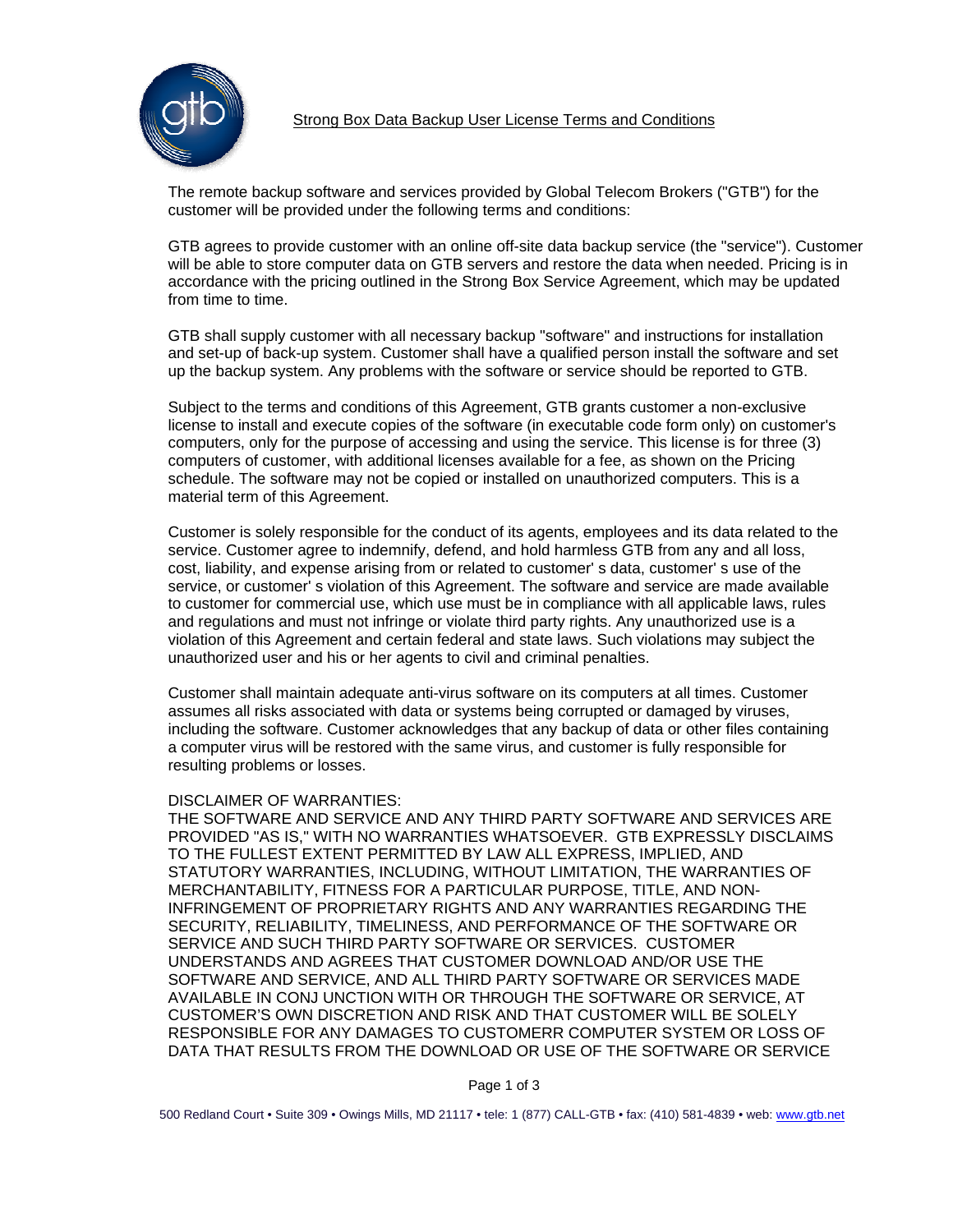# Strong Box Data Backup User License Terms and Conditions

The remote backup software and services provided by Global Telecom Brokers ("GTB") for the customer will be provided under the following terms and conditions:

GTB agrees to provide customer with an online off-site data backup service (the "service"). Customer will be able to store computer data on GTB servers and restore the data when needed. Pricing is in accordance with the pricing outlined in the Strong Box Service Agreement, which may be updated from time to time.

GTB shall supply customer with all necessary backup "software" and instructions for installation and set-up of back-up system. Customer shall have a qualified person install the software and set up the backup system. Any problems with the software or service should be reported to GTB.

Subject to the terms and conditions of this Agreement, GTB grants customer a non-exclusive license to install and execute copies of the software (in executable code form only) on customer's computers, only for the purpose of accessing and using the service. This license is for three (3) computers of customer, with additional licenses available for a fee, as shown on the Pricing schedule. The software may not be copied or installed on unauthorized computers. This is a material term of this Agreement.

Customer is solely responsible for the conduct of its agents, employees and its data related to the service. Customer agree to indemnify, defend, and hold harmless GTB from any and all loss, cost, liability, and expense arising from or related to customer' s data, customer' s use of the service, or customer' s violation of this Agreement. The software and service are made available to customer for commercial use, which use must be in compliance with all applicable laws, rules and regulations and must not infringe or violate third party rights. Any unauthorized use is a violation of this Agreement and certain federal and state laws. Such violations may subject the unauthorized user and his or her agents to civil and criminal penalties.

Customer shall maintain adequate anti-virus software on its computers at all times. Customer assumes all risks associated with data or systems being corrupted or damaged by viruses, including the software. Customer acknowledges that any backup of data or other files containing a computer virus will be restored with the same virus, and customer is fully responsible for resulting problems or losses.

DISCLAIMER OF WARRANTIES:
THE SOFTWARE AND SERVICE AND ANY THIRD PARTY SOFTWARE AND SERVICES ARE PROVIDED "AS IS," WITH NO WARRANTIES WHATSOEVER. GTB EXPRESSLY DISCLAIMS TO THE FULLEST EXTENT PERMITTED BY LAW ALL EXPRESS, IMPLIED, AND STATUTORY WARRANTIES, INCLUDING, WITHOUT LIMITATION, THE WARRANTIES OF MERCHANTABILITY, FITNESS FOR A PARTICULAR PURPOSE, TITLE, AND NON-INFRINGEMENT OF PROPRIETARY RIGHTS AND ANY WARRANTIES REGARDING THE SECURITY, RELIABILITY, TIMELINESS, AND PERFORMANCE OF THE SOFTWARE OR SERVICE AND SUCH THIRD PARTY SOFTWARE OR SERVICES. CUSTOMER UNDERSTANDS AND AGREES THAT CUSTOMER DOWNLOAD AND/OR USE THE SOFTWARE AND SERVICE, AND ALL THIRD PARTY SOFTWARE OR SERVICES MADE AVAILABLE IN CONJ UNCTION WITH OR THROUGH THE SOFTWARE OR SERVICE, AT CUSTOMER'S OWN DISCRETION AND RISK AND THAT CUSTOMER WILL BE SOLELY RESPONSIBLE FOR ANY DAMAGES TO CUSTOMERR COMPUTER SYSTEM OR LOSS OF DATA THAT RESULTS FROM THE DOWNLOAD OR USE OF THE SOFTWARE OR SERVICE

500 Redland Court • Suite 309 • Owings Mills, MD 21117 • tele: 1 (877) CALL-GTB • fax: (410) 581-4839 • web: www.gtb.net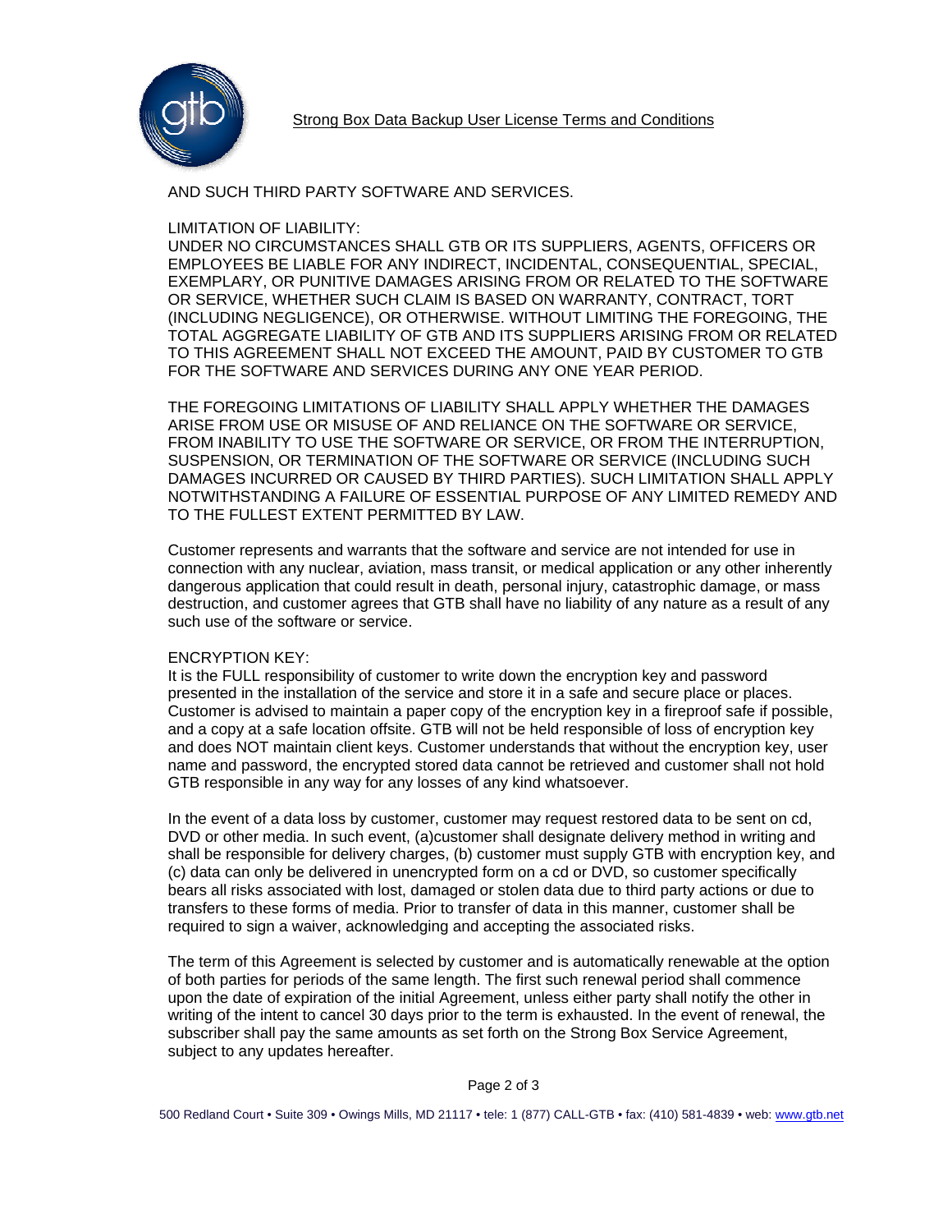AND SUCH THIRD PARTY SOFTWARE AND SERVICES.

LIMITATION OF LIABILITY:
UNDER NO CIRCUMSTANCES SHALL GTB OR ITS SUPPLIERS, AGENTS, OFFICERS OR EMPLOYEES BE LIABLE FOR ANY INDIRECT, INCIDENTAL, CONSEQUENTIAL, SPECIAL, EXEMPLARY, OR PUNITIVE DAMAGES ARISING FROM OR RELATED TO THE SOFTWARE OR SERVICE, WHETHER SUCH CLAIM IS BASED ON WARRANTY, CONTRACT, TORT (INCLUDING NEGLIGENCE), OR OTHERWISE. WITHOUT LIMITING THE FOREGOING, THE TOTAL AGGREGATE LIABILITY OF GTB AND ITS SUPPLIERS ARISING FROM OR RELATED TO THIS AGREEMENT SHALL NOT EXCEED THE AMOUNT, PAID BY CUSTOMER TO GTB FOR THE SOFTWARE AND SERVICES DURING ANY ONE YEAR PERIOD.

THE FOREGOING LIMITATIONS OF LIABILITY SHALL APPLY WHETHER THE DAMAGES ARISE FROM USE OR MISUSE OF AND RELIANCE ON THE SOFTWARE OR SERVICE, FROM INABILITY TO USE THE SOFTWARE OR SERVICE, OR FROM THE INTERRUPTION, SUSPENSION, OR TERMINATION OF THE SOFTWARE OR SERVICE (INCLUDING SUCH DAMAGES INCURRED OR CAUSED BY THIRD PARTIES). SUCH LIMITATION SHALL APPLY NOTWITHSTANDING A FAILURE OF ESSENTIAL PURPOSE OF ANY LIMITED REMEDY AND TO THE FULLEST EXTENT PERMITTED BY LAW.

Customer represents and warrants that the software and service are not intended for use in connection with any nuclear, aviation, mass transit, or medical application or any other inherently dangerous application that could result in death, personal injury, catastrophic damage, or mass destruction, and customer agrees that GTB shall have no liability of any nature as a result of any such use of the software or service.

ENCRYPTION KEY:
It is the FULL responsibility of customer to write down the encryption key and password presented in the installation of the service and store it in a safe and secure place or places. Customer is advised to maintain a paper copy of the encryption key in a fireproof safe if possible, and a copy at a safe location offsite. GTB will not be held responsible of loss of encryption key and does NOT maintain client keys. Customer understands that without the encryption key, user name and password, the encrypted stored data cannot be retrieved and customer shall not hold GTB responsible in any way for any losses of any kind whatsoever.

In the event of a data loss by customer, customer may request restored data to be sent on cd, DVD or other media. In such event, (a)customer shall designate delivery method in writing and shall be responsible for delivery charges, (b) customer must supply GTB with encryption key, and (c) data can only be delivered in unencrypted form on a cd or DVD, so customer specifically bears all risks associated with lost, damaged or stolen data due to third party actions or due to transfers to these forms of media. Prior to transfer of data in this manner, customer shall be required to sign a waiver, acknowledging and accepting the associated risks.

The term of this Agreement is selected by customer and is automatically renewable at the option of both parties for periods of the same length. The first such renewal period shall commence upon the date of expiration of the initial Agreement, unless either party shall notify the other in writing of the intent to cancel 30 days prior to the term is exhausted. In the event of renewal, the subscriber shall pay the same amounts as set forth on the Strong Box Service Agreement, subject to any updates hereafter.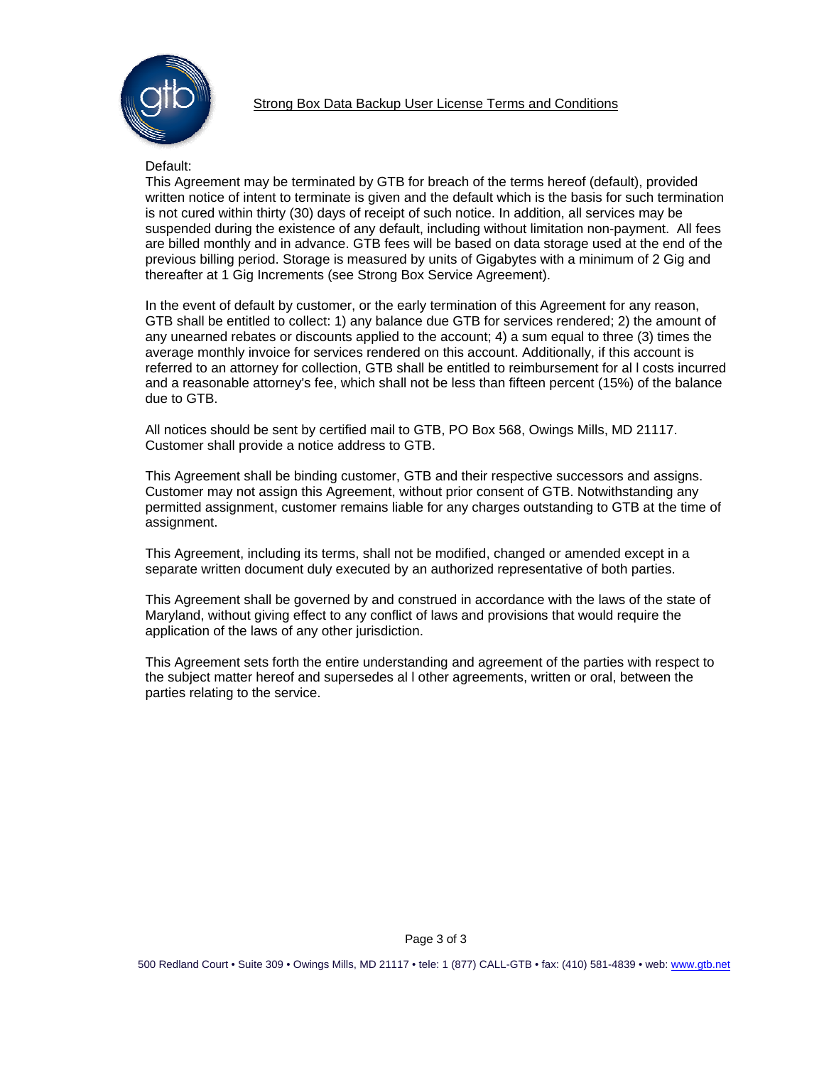Strong Box Data Backup User License Terms and Conditions

Default:

This Agreement may be terminated by GTB for breach of the terms hereof (default), provided written notice of intent to terminate is given and the default which is the basis for such termination is not cured within thirty (30) days of receipt of such notice. In addition, all services may be suspended during the existence of any default, including without limitation non-payment. All fees are billed monthly and in advance. GTB fees will be based on data storage used at the end of the previous billing period. Storage is measured by units of Gigabytes with a minimum of 2 Gig and thereafter at 1 Gig Increments (see Strong Box Service Agreement).

In the event of default by customer, or the early termination of this Agreement for any reason, GTB shall be entitled to collect: 1) any balance due GTB for services rendered; 2) the amount of any unearned rebates or discounts applied to the account; 4) a sum equal to three (3) times the average monthly invoice for services rendered on this account. Additionally, if this account is referred to an attorney for collection, GTB shall be entitled to reimbursement for al l costs incurred and a reasonable attorney's fee, which shall not be less than fifteen percent (15%) of the balance due to GTB.

All notices should be sent by certified mail to GTB, PO Box 568, Owings Mills, MD 21117. Customer shall provide a notice address to GTB.

This Agreement shall be binding customer, GTB and their respective successors and assigns. Customer may not assign this Agreement, without prior consent of GTB. Notwithstanding any permitted assignment, customer remains liable for any charges outstanding to GTB at the time of assignment.

This Agreement, including its terms, shall not be modified, changed or amended except in a separate written document duly executed by an authorized representative of both parties.

This Agreement shall be governed by and construed in accordance with the laws of the state of Maryland, without giving effect to any conflict of laws and provisions that would require the application of the laws of any other jurisdiction.

This Agreement sets forth the entire understanding and agreement of the parties with respect to the subject matter hereof and supersedes al l other agreements, written or oral, between the parties relating to the service.